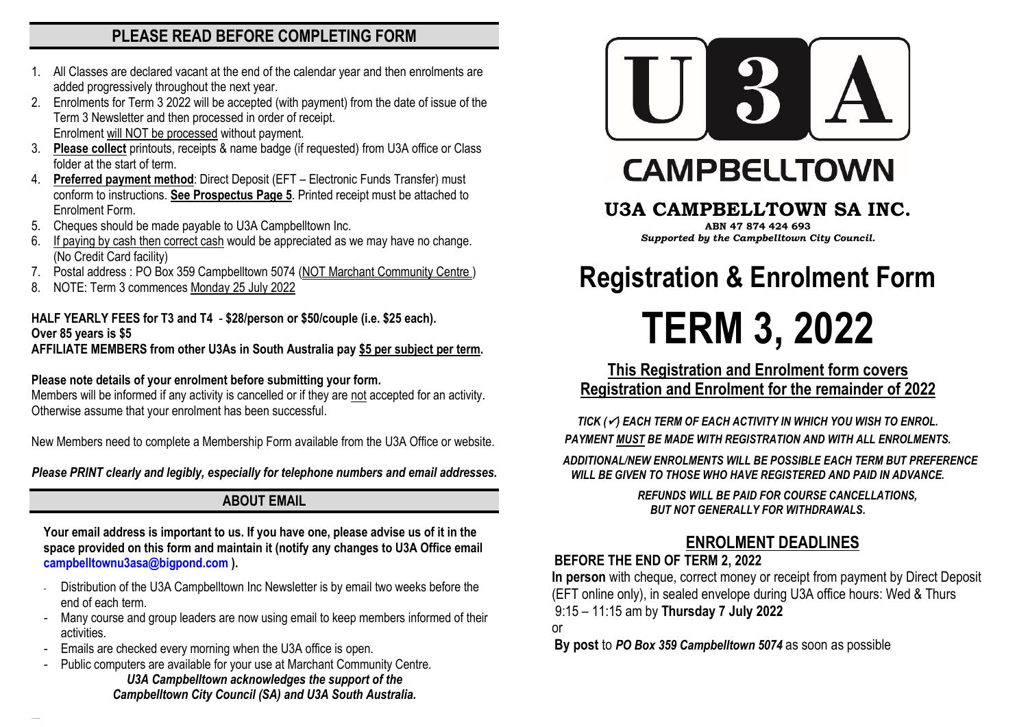## PLEASE READ BEFORE COMPLETING FORM

1. All Classes are declared vacant at the end of the calendar year and then enrolments are added progressively throughout the next year.
2. Enrolments for Term 3 2022 will be accepted (with payment) from the date of issue of the Term 3 Newsletter and then processed in order of receipt. Enrolment will NOT be processed without payment.
3. **Please collect** printouts, receipts & name badge (if requested) from U3A office or Class folder at the start of term.
4. **Preferred payment method**: Direct Deposit (EFT – Electronic Funds Transfer) must conform to instructions. **See Prospectus Page 5**. Printed receipt must be attached to Enrolment Form.
5. Cheques should be made payable to U3A Campbelltown Inc.
6. If paying by cash then correct cash would be appreciated as we may have no change. (No Credit Card facility)
7. Postal address : PO Box 359 Campbelltown 5074 (NOT Marchant Community Centre )
8. NOTE: Term 3 commences Monday 25 July 2022

**HALF YEARLY FEES for T3 and T4 - $28/person or $50/couple (i.e. $25 each).**
**Over 85 years is $5**
**AFFILIATE MEMBERS from other U3As in South Australia pay $5 per subject per term.**

**Please note details of your enrolment before submitting your form.**
Members will be informed if any activity is cancelled or if they are not accepted for an activity. Otherwise assume that your enrolment has been successful.

New Members need to complete a Membership Form available from the U3A Office or website.

***Please PRINT clearly and legibly, especially for telephone numbers and email addresses.***

## ABOUT EMAIL

**Your email address is important to us. If you have one, please advise us of it in the space provided on this form and maintain it (notify any changes to U3A Office email campbelltownu3asa@bigpond.com ).**

- Distribution of the U3A Campbelltown Inc Newsletter is by email two weeks before the end of each term.
- Many course and group leaders are now using email to keep members informed of their activities.
- Emails are checked every morning when the U3A office is open.
- Public computers are available for your use at Marchant Community Centre.

***U3A Campbelltown acknowledges the support of the Campbelltown City Council (SA) and U3A South Australia.***

U3A

CAMPBELLTOWN

**U3A CAMPBELLTOWN SA INC.**

**ABN 47 874 424 693**

***Supported by the Campbelltown City Council.***

# Registration & Enrolment Form

# TERM 3, 2022

## This Registration and Enrolment form covers Registration and Enrolment for the remainder of 2022

***TICK (✓) EACH TERM OF EACH ACTIVITY IN WHICH YOU WISH TO ENROL.***

***PAYMENT MUST BE MADE WITH REGISTRATION AND WITH ALL ENROLMENTS.***

***ADDITIONAL/NEW ENROLMENTS WILL BE POSSIBLE EACH TERM BUT PREFERENCE WILL BE GIVEN TO THOSE WHO HAVE REGISTERED AND PAID IN ADVANCE.***

***REFUNDS WILL BE PAID FOR COURSE CANCELLATIONS, BUT NOT GENERALLY FOR WITHDRAWALS.***

## ENROLMENT DEADLINES

**BEFORE THE END OF TERM 2, 2022**

**In person** with cheque, correct money or receipt from payment by Direct Deposit (EFT online only), in sealed envelope during U3A office hours: Wed & Thurs 9:15 – 11:15 am by **Thursday 7 July 2022**

or

**By post** to ***PO Box 359 Campbelltown 5074*** as soon as possible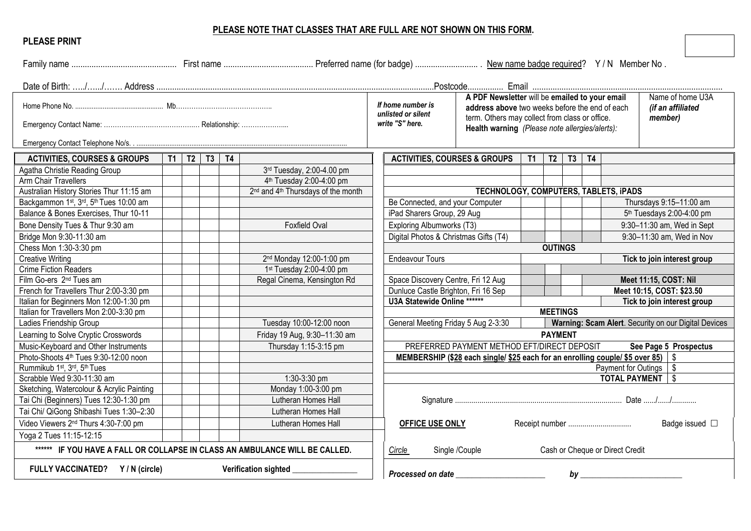**PLEASE NOTE THAT CLASSES THAT ARE FULL ARE NOT SHOWN ON THIS FORM.**

**PLEASE PRINT**

Family name ............................................. First name ...................................... Preferred name (for badge) .......................... . New name badge required? Y / N Member No .

Date of Birth: …../…../……. Address ........................................................................................................................Postcode................ Email ..........................................................................

Home Phone No. ............................................... Mb……………………………………..

Emergency Contact Name: ……………………………………. Relationship: ………………...

Emergency Contact Telephone No/s. . ..........................................................................................................

*If home number is unlisted or silent write "S" here.*

**A PDF Newsletter will be emailed to your email address above two weeks before the end of each term.** Others may collect from class or office.
**Health warning** *(Please note allergies/alerts):*

Name of home U3A *(if an affiliated member)*

| ACTIVITIES, COURSES & GROUPS | T1 | T2 | T3 | T4 | |
|---|---|---|---|---|---|
| Agatha Christie Reading Group | | | | | 3rd Tuesday, 2:00-4.00 pm |
| Arm Chair Travellers | | | | | 4th Tuesday 2:00-4:00 pm |
| Australian History Stories Thur 11:15 am | | | | | 2nd and 4th Thursdays of the month |
| Backgammon 1st, 3rd, 5th Tues 10:00 am | | | | | |
| Balance & Bones Exercises, Thur 10-11 | | | | | |
| Bone Density Tues & Thur 9:30 am | | | | | Foxfield Oval |
| Bridge Mon 9:30-11:30 am | | | | | |
| Chess Mon 1:30-3:30 pm | | | | | |
| Creative Writing | | | | | 2nd Monday 12:00-1:00 pm |
| Crime Fiction Readers | | | | | 1st Tuesday 2:00-4:00 pm |
| Film Go-ers 2nd Tues am | | | | | Regal Cinema, Kensington Rd |
| French for Travellers Thur 2:00-3:30 pm | | | | | |
| Italian for Beginners Mon 12:00-1:30 pm | | | | | |
| Italian for Travellers Mon 2:00-3:30 pm | | | | | |
| Ladies Friendship Group | | | | | Tuesday 10:00-12:00 noon |
| Learning to Solve Cryptic Crosswords | | | | | Friday 19 Aug, 9:30–11:30 am |
| Music-Keyboard and Other Instruments | | | | | Thursday 1:15-3:15 pm |
| Photo-Shoots 4th Tues 9:30-12:00 noon | | | | | |
| Rummikub 1st, 3rd, 5th Tues | | | | | |
| Scrabble Wed 9:30-11:30 am | | | | | 1:30-3:30 pm |
| Sketching, Watercolour & Acrylic Painting | | | | | Monday 1:00-3:00 pm |
| Tai Chi (Beginners) Tues 12:30-1:30 pm | | | | | Lutheran Homes Hall |
| Tai Chi/ QiGong Shibashi Tues 1:30–2:30 | | | | | Lutheran Homes Hall |
| Video Viewers 2nd Thurs 4:30-7:00 pm | | | | | Lutheran Homes Hall |
| Yoga 2 Tues 11:15-12:15 | | | | | |

**\*\*\*\*\*\* IF YOU HAVE A FALL OR COLLAPSE IN CLASS AN AMBULANCE WILL BE CALLED.**

**FULLY VACCINATED? Y / N (circle)** **Verification sighted** _______________

| ACTIVITIES, COURSES & GROUPS | T1 | T2 | T3 | T4 | |
|---|---|---|---|---|---|
| | | | | | |
| **TECHNOLOGY, COMPUTERS, TABLETS, iPADS** | | | | | |
| Be Connected, and your Computer | | | | | Thursdays 9:15–11:00 am |
| iPad Sharers Group, 29 Aug | | | | | 5th Tuesdays 2:00-4:00 pm |
| Exploring Albumworks (T3) | | | | | 9:30–11:30 am, Wed in Sept |
| Digital Photos & Christmas Gifts (T4) | | | | | 9:30–11:30 am, Wed in Nov |
| **OUTINGS** | | | | | |
| Endeavour Tours | | | | | **Tick to join interest group** |
| | | | | | |
| Space Discovery Centre, Fri 12 Aug | | | | | **Meet 11:15, COST: Nil** |
| Dunluce Castle Brighton, Fri 16 Sep | | | | | **Meet 10:15, COST: $23.50** |
| **U3A Statewide Online \*\*\*\*\*\*** | | | | | **Tick to join interest group** |
| **MEETINGS** | | | | | |
| General Meeting Friday 5 Aug 2-3:30 | | | | | **Warning: Scam Alert**. Security on our Digital Devices |

**PAYMENT**

PREFERRED PAYMENT METHOD EFT/DIRECT DEPOSIT **See Page 5 Prospectus**

| | |
|---|---|
| **MEMBERSHIP ($28 each single/ $25 each for an enrolling couple/ $5 over 85)** | $ |
| Payment for Outings | $ |
| **TOTAL PAYMENT** | $ |

Signature .................................................................................. Date ....../....../............

**OFFICE USE ONLY** Receipt number ............................... Badge issued ☐

*Circle* Single /Couple Cash or Cheque or Direct Credit

***Processed on date*** _____________________ ***by*** ________________________